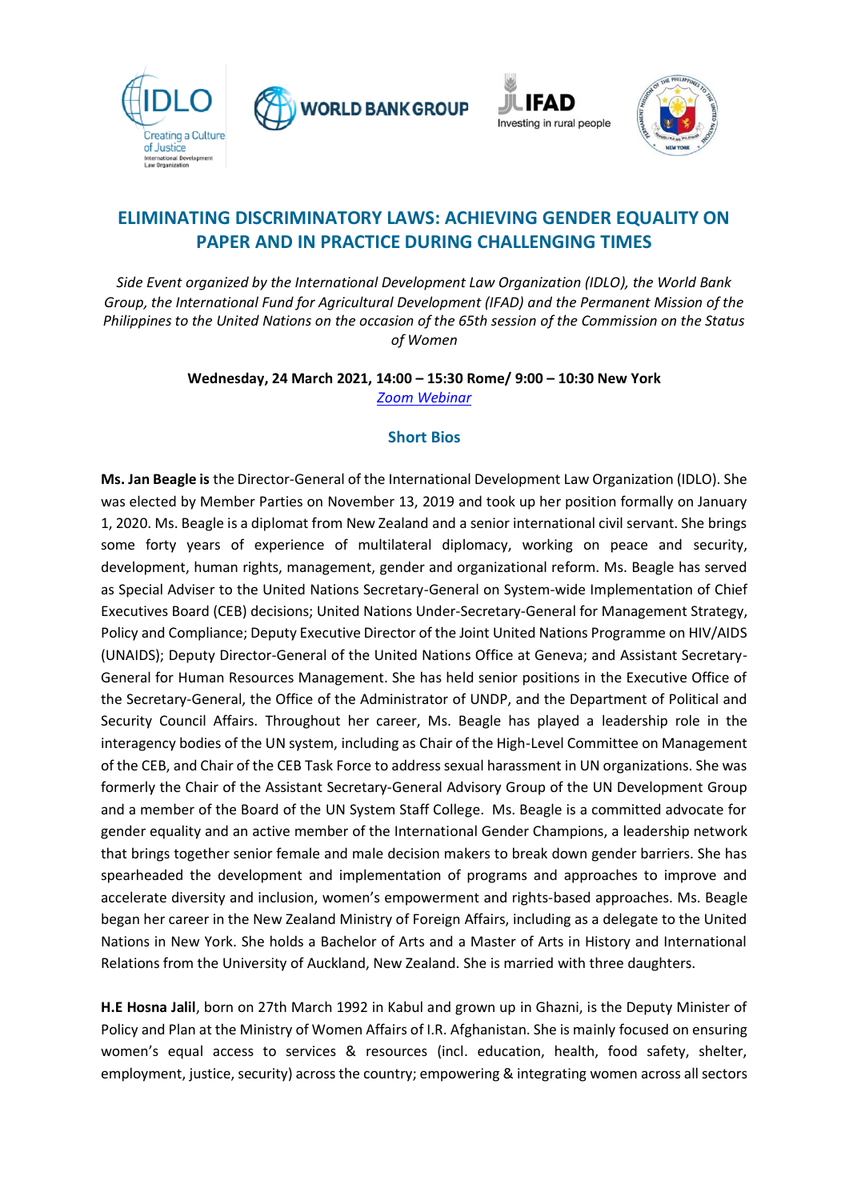# ELIMINATING DISCRIMINATORY LAWS: ACHIEVING GENDER EQUALITY ON PAPER AND IN PRACTICE DURING CHALLENGING TIMES

*Side Event organized by the International Development Law Organization (IDLO), the World Bank Group, the International Fund for Agricultural Development (IFAD) and the Permanent Mission of the Philippines to the United Nations on the occasion of the 65th session of the Commission on the Status of Women*

**Wednesday, 24 March 2021, 14:00 – 15:30 Rome/ 9:00 – 10:30 New York**
*Zoom Webinar*

## Short Bios

**Ms. Jan Beagle is** the Director-General of the International Development Law Organization (IDLO). She was elected by Member Parties on November 13, 2019 and took up her position formally on January 1, 2020. Ms. Beagle is a diplomat from New Zealand and a senior international civil servant. She brings some forty years of experience of multilateral diplomacy, working on peace and security, development, human rights, management, gender and organizational reform. Ms. Beagle has served as Special Adviser to the United Nations Secretary-General on System-wide Implementation of Chief Executives Board (CEB) decisions; United Nations Under-Secretary-General for Management Strategy, Policy and Compliance; Deputy Executive Director of the Joint United Nations Programme on HIV/AIDS (UNAIDS); Deputy Director-General of the United Nations Office at Geneva; and Assistant Secretary-General for Human Resources Management. She has held senior positions in the Executive Office of the Secretary-General, the Office of the Administrator of UNDP, and the Department of Political and Security Council Affairs. Throughout her career, Ms. Beagle has played a leadership role in the interagency bodies of the UN system, including as Chair of the High-Level Committee on Management of the CEB, and Chair of the CEB Task Force to address sexual harassment in UN organizations. She was formerly the Chair of the Assistant Secretary-General Advisory Group of the UN Development Group and a member of the Board of the UN System Staff College. Ms. Beagle is a committed advocate for gender equality and an active member of the International Gender Champions, a leadership network that brings together senior female and male decision makers to break down gender barriers. She has spearheaded the development and implementation of programs and approaches to improve and accelerate diversity and inclusion, women's empowerment and rights-based approaches. Ms. Beagle began her career in the New Zealand Ministry of Foreign Affairs, including as a delegate to the United Nations in New York. She holds a Bachelor of Arts and a Master of Arts in History and International Relations from the University of Auckland, New Zealand. She is married with three daughters.

**H.E Hosna Jalil**, born on 27th March 1992 in Kabul and grown up in Ghazni, is the Deputy Minister of Policy and Plan at the Ministry of Women Affairs of I.R. Afghanistan. She is mainly focused on ensuring women's equal access to services & resources (incl. education, health, food safety, shelter, employment, justice, security) across the country; empowering & integrating women across all sectors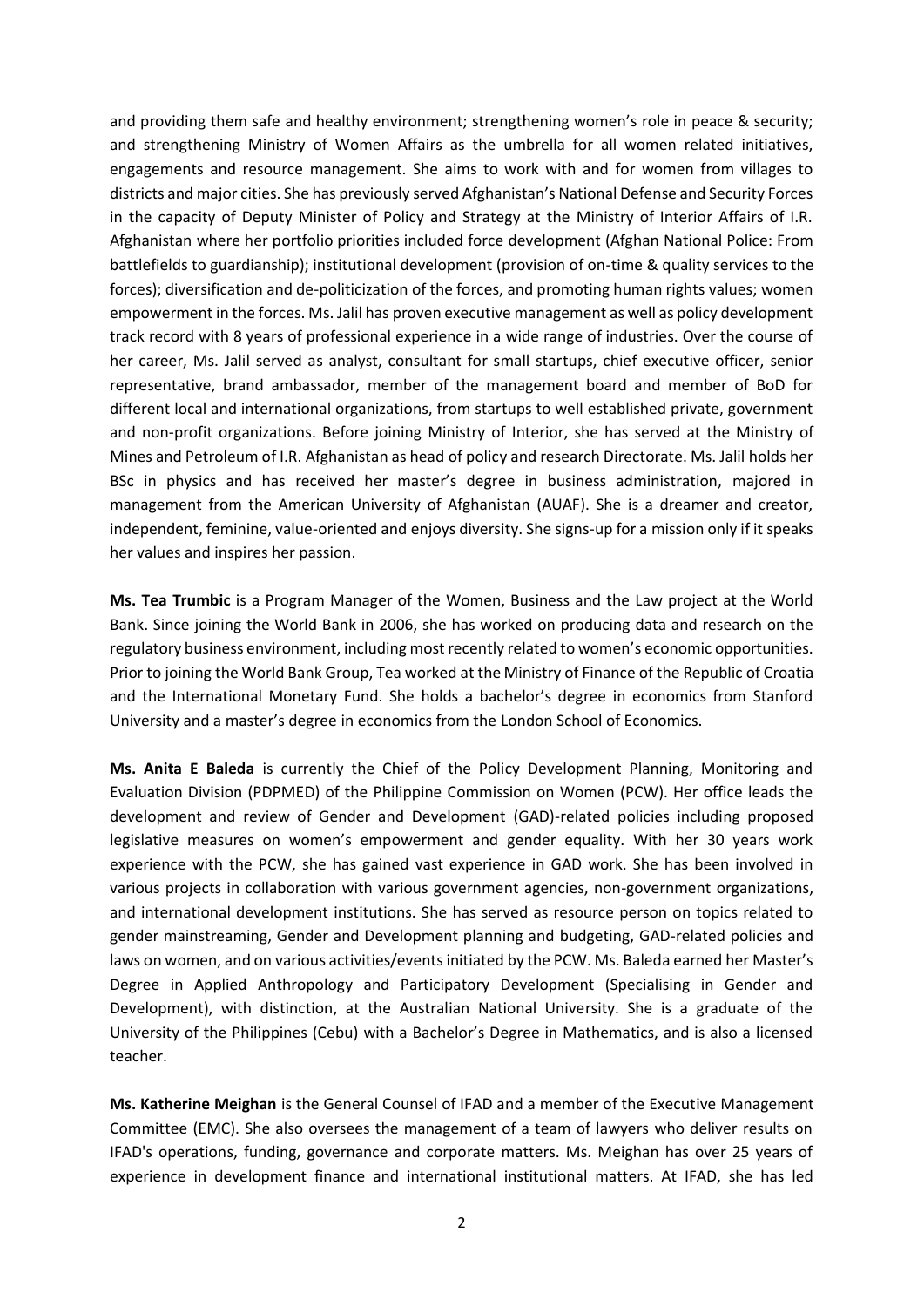and providing them safe and healthy environment; strengthening women's role in peace & security; and strengthening Ministry of Women Affairs as the umbrella for all women related initiatives, engagements and resource management. She aims to work with and for women from villages to districts and major cities. She has previously served Afghanistan's National Defense and Security Forces in the capacity of Deputy Minister of Policy and Strategy at the Ministry of Interior Affairs of I.R. Afghanistan where her portfolio priorities included force development (Afghan National Police: From battlefields to guardianship); institutional development (provision of on-time & quality services to the forces); diversification and de-politicization of the forces, and promoting human rights values; women empowerment in the forces. Ms. Jalil has proven executive management as well as policy development track record with 8 years of professional experience in a wide range of industries. Over the course of her career, Ms. Jalil served as analyst, consultant for small startups, chief executive officer, senior representative, brand ambassador, member of the management board and member of BoD for different local and international organizations, from startups to well established private, government and non-profit organizations. Before joining Ministry of Interior, she has served at the Ministry of Mines and Petroleum of I.R. Afghanistan as head of policy and research Directorate. Ms. Jalil holds her BSc in physics and has received her master's degree in business administration, majored in management from the American University of Afghanistan (AUAF). She is a dreamer and creator, independent, feminine, value-oriented and enjoys diversity. She signs-up for a mission only if it speaks her values and inspires her passion.

**Ms. Tea Trumbic** is a Program Manager of the Women, Business and the Law project at the World Bank. Since joining the World Bank in 2006, she has worked on producing data and research on the regulatory business environment, including most recently related to women's economic opportunities. Prior to joining the World Bank Group, Tea worked at the Ministry of Finance of the Republic of Croatia and the International Monetary Fund. She holds a bachelor's degree in economics from Stanford University and a master's degree in economics from the London School of Economics.

**Ms. Anita E Baleda** is currently the Chief of the Policy Development Planning, Monitoring and Evaluation Division (PDPMED) of the Philippine Commission on Women (PCW). Her office leads the development and review of Gender and Development (GAD)-related policies including proposed legislative measures on women's empowerment and gender equality. With her 30 years work experience with the PCW, she has gained vast experience in GAD work. She has been involved in various projects in collaboration with various government agencies, non-government organizations, and international development institutions. She has served as resource person on topics related to gender mainstreaming, Gender and Development planning and budgeting, GAD-related policies and laws on women, and on various activities/events initiated by the PCW. Ms. Baleda earned her Master's Degree in Applied Anthropology and Participatory Development (Specialising in Gender and Development), with distinction, at the Australian National University. She is a graduate of the University of the Philippines (Cebu) with a Bachelor's Degree in Mathematics, and is also a licensed teacher.

**Ms. Katherine Meighan** is the General Counsel of IFAD and a member of the Executive Management Committee (EMC). She also oversees the management of a team of lawyers who deliver results on IFAD's operations, funding, governance and corporate matters. Ms. Meighan has over 25 years of experience in development finance and international institutional matters. At IFAD, she has led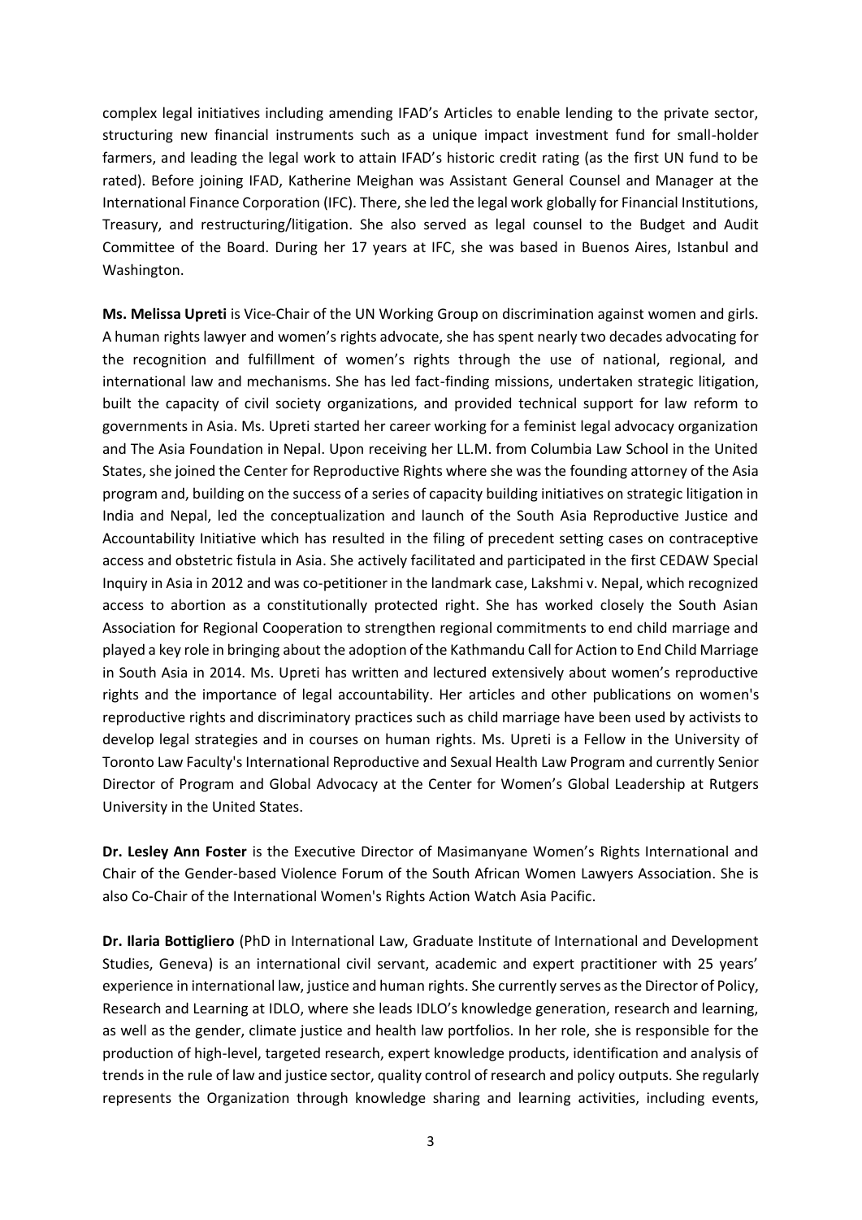complex legal initiatives including amending IFAD's Articles to enable lending to the private sector, structuring new financial instruments such as a unique impact investment fund for small-holder farmers, and leading the legal work to attain IFAD's historic credit rating (as the first UN fund to be rated). Before joining IFAD, Katherine Meighan was Assistant General Counsel and Manager at the International Finance Corporation (IFC). There, she led the legal work globally for Financial Institutions, Treasury, and restructuring/litigation. She also served as legal counsel to the Budget and Audit Committee of the Board. During her 17 years at IFC, she was based in Buenos Aires, Istanbul and Washington.

**Ms. Melissa Upreti** is Vice-Chair of the UN Working Group on discrimination against women and girls. A human rights lawyer and women's rights advocate, she has spent nearly two decades advocating for the recognition and fulfillment of women's rights through the use of national, regional, and international law and mechanisms. She has led fact-finding missions, undertaken strategic litigation, built the capacity of civil society organizations, and provided technical support for law reform to governments in Asia. Ms. Upreti started her career working for a feminist legal advocacy organization and The Asia Foundation in Nepal. Upon receiving her LL.M. from Columbia Law School in the United States, she joined the Center for Reproductive Rights where she was the founding attorney of the Asia program and, building on the success of a series of capacity building initiatives on strategic litigation in India and Nepal, led the conceptualization and launch of the South Asia Reproductive Justice and Accountability Initiative which has resulted in the filing of precedent setting cases on contraceptive access and obstetric fistula in Asia. She actively facilitated and participated in the first CEDAW Special Inquiry in Asia in 2012 and was co-petitioner in the landmark case, Lakshmi v. Nepal, which recognized access to abortion as a constitutionally protected right. She has worked closely the South Asian Association for Regional Cooperation to strengthen regional commitments to end child marriage and played a key role in bringing about the adoption of the Kathmandu Call for Action to End Child Marriage in South Asia in 2014. Ms. Upreti has written and lectured extensively about women's reproductive rights and the importance of legal accountability. Her articles and other publications on women's reproductive rights and discriminatory practices such as child marriage have been used by activists to develop legal strategies and in courses on human rights. Ms. Upreti is a Fellow in the University of Toronto Law Faculty's International Reproductive and Sexual Health Law Program and currently Senior Director of Program and Global Advocacy at the Center for Women's Global Leadership at Rutgers University in the United States.

**Dr. Lesley Ann Foster** is the Executive Director of Masimanyane Women's Rights International and Chair of the Gender-based Violence Forum of the South African Women Lawyers Association. She is also Co-Chair of the International Women's Rights Action Watch Asia Pacific.

**Dr. Ilaria Bottigliero** (PhD in International Law, Graduate Institute of International and Development Studies, Geneva) is an international civil servant, academic and expert practitioner with 25 years' experience in international law, justice and human rights. She currently serves as the Director of Policy, Research and Learning at IDLO, where she leads IDLO's knowledge generation, research and learning, as well as the gender, climate justice and health law portfolios. In her role, she is responsible for the production of high-level, targeted research, expert knowledge products, identification and analysis of trends in the rule of law and justice sector, quality control of research and policy outputs. She regularly represents the Organization through knowledge sharing and learning activities, including events,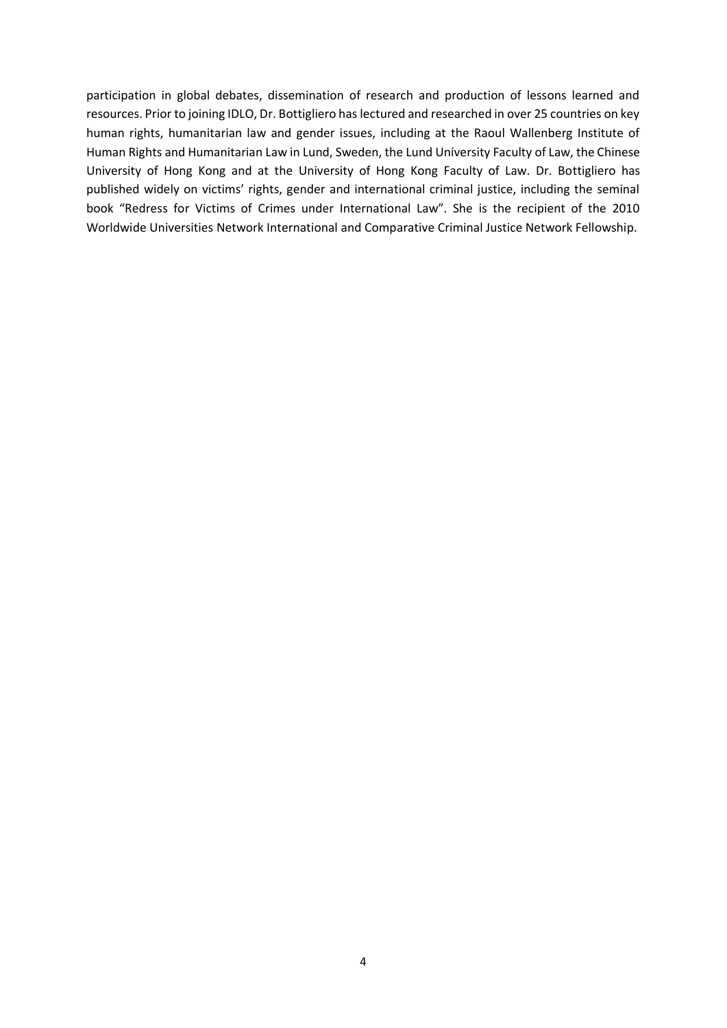participation in global debates, dissemination of research and production of lessons learned and resources. Prior to joining IDLO, Dr. Bottigliero has lectured and researched in over 25 countries on key human rights, humanitarian law and gender issues, including at the Raoul Wallenberg Institute of Human Rights and Humanitarian Law in Lund, Sweden, the Lund University Faculty of Law, the Chinese University of Hong Kong and at the University of Hong Kong Faculty of Law. Dr. Bottigliero has published widely on victims' rights, gender and international criminal justice, including the seminal book "Redress for Victims of Crimes under International Law". She is the recipient of the 2010 Worldwide Universities Network International and Comparative Criminal Justice Network Fellowship.